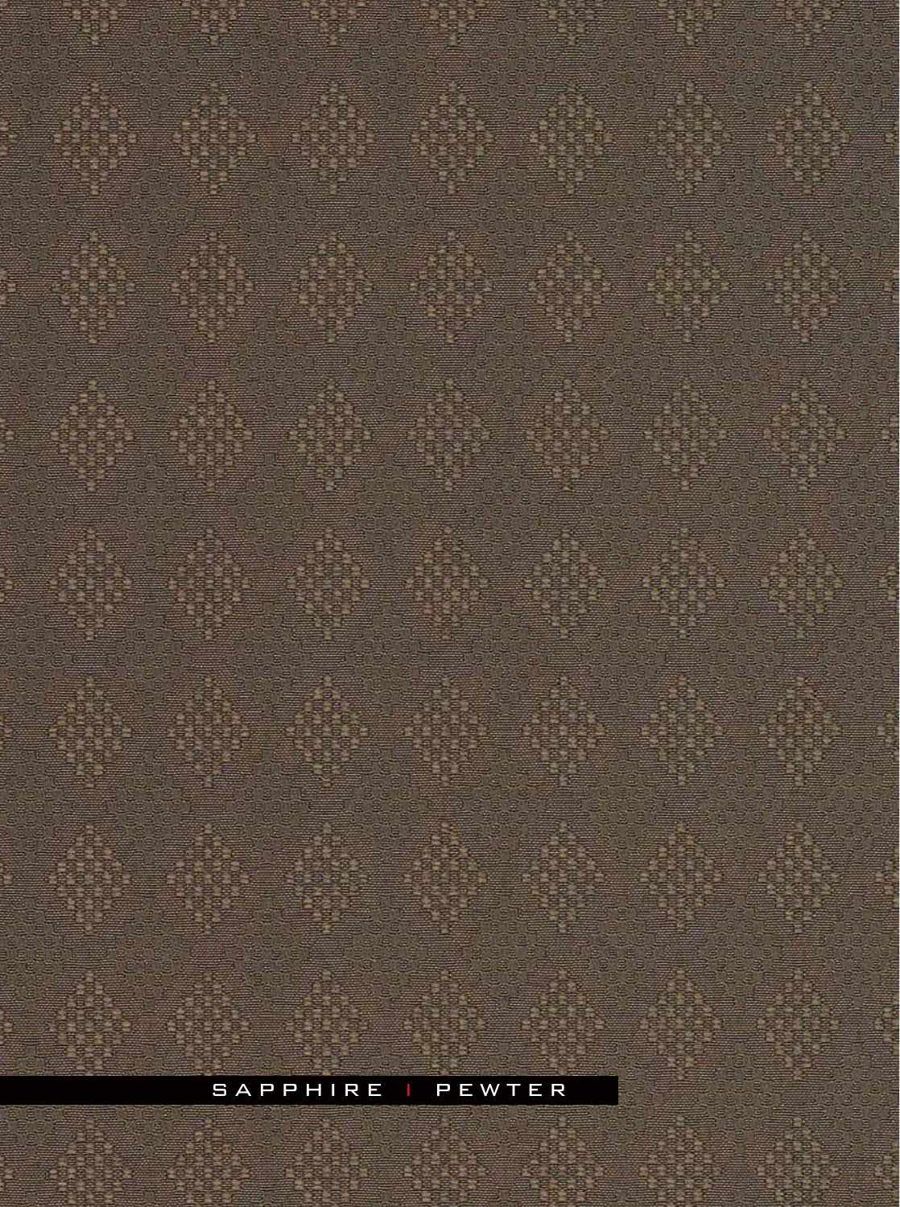SAPPHIRE | PEWTER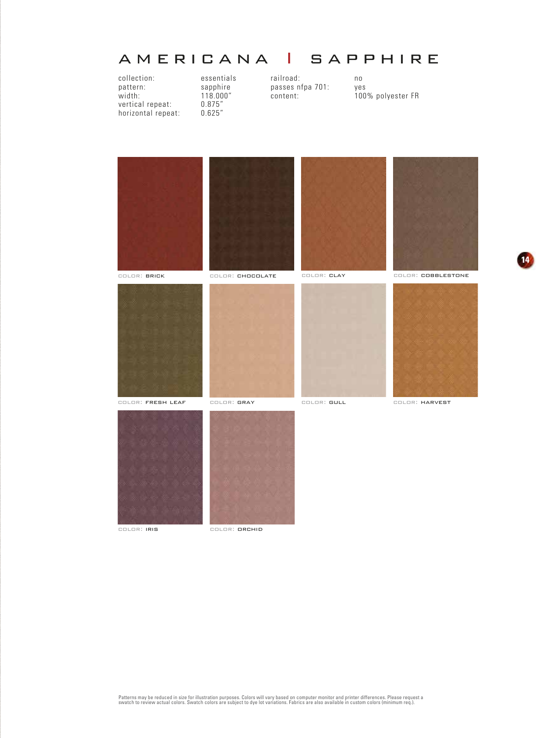# AMERICANA | SAPPHIRE

| | | | |
|---|---|---|---|
| collection: | essentials | railroad: | no |
| pattern: | sapphire | passes nfpa 701: | yes |
| width: | 118.000" | content: | 100% polyester FR |
| vertical repeat: | 0.875" | | |
| horizontal repeat: | 0.625" | | |

COLOR: BRICK

COLOR: CHOCOLATE

COLOR: CLAY

COLOR: COBBLESTONE

COLOR: FRESH LEAF

COLOR: GRAY

COLOR: GULL

COLOR: HARVEST

COLOR: IRIS

COLOR: ORCHID

Patterns may be reduced in size for illustration purposes. Colors will vary based on computer monitor and printer differences. Please request a swatch to review actual colors. Swatch colors are subject to dye lot variations. Fabrics are also available in custom colors (minimum req.).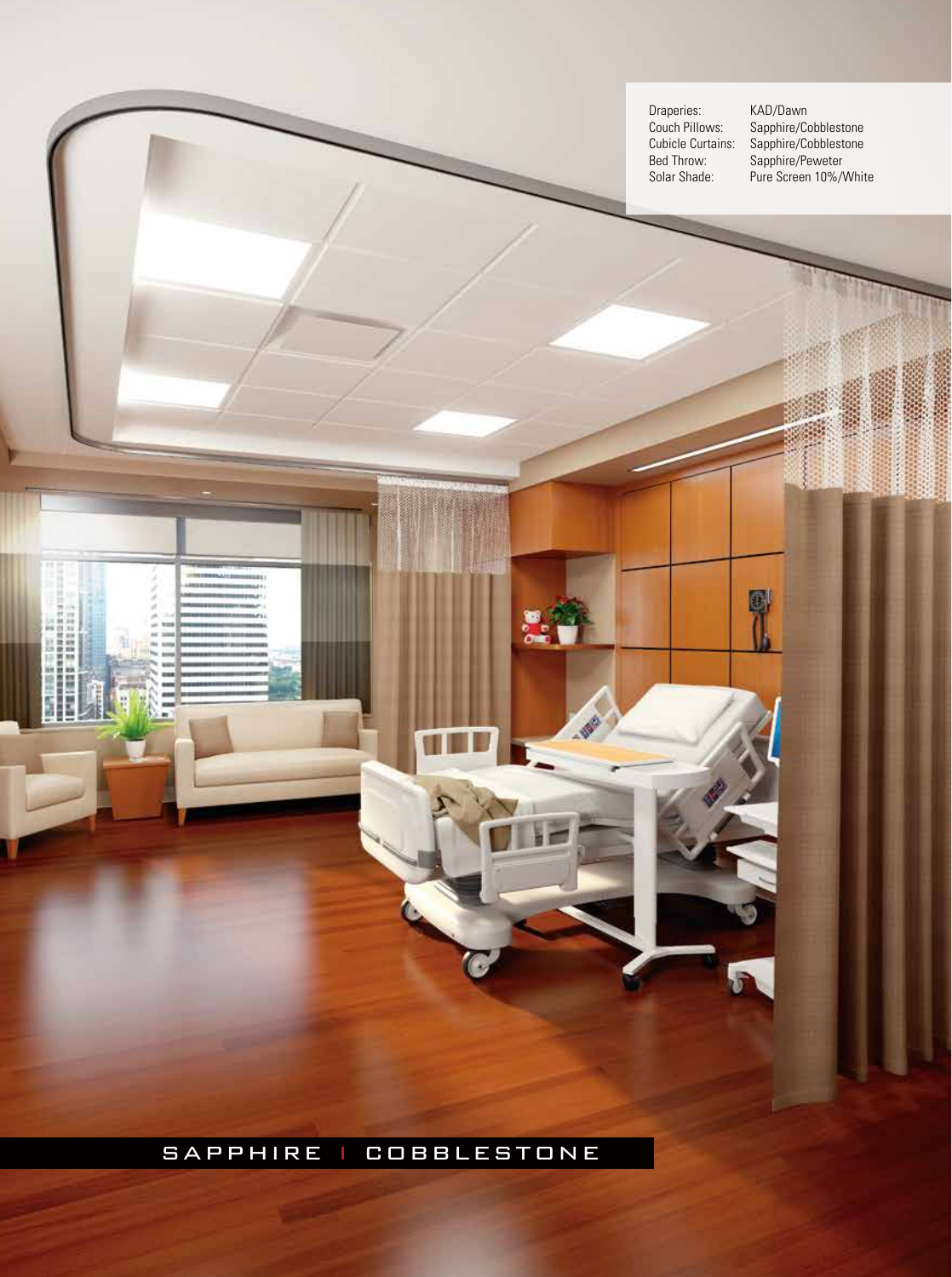| | |
|---|---|
| Draperies: | KAD/Dawn |
| Couch Pillows: | Sapphire/Cobblestone |
| Cubicle Curtains: | Sapphire/Cobblestone |
| Bed Throw: | Sapphire/Peweter |
| Solar Shade: | Pure Screen 10%/White |

## SAPPHIRE | COBBLESTONE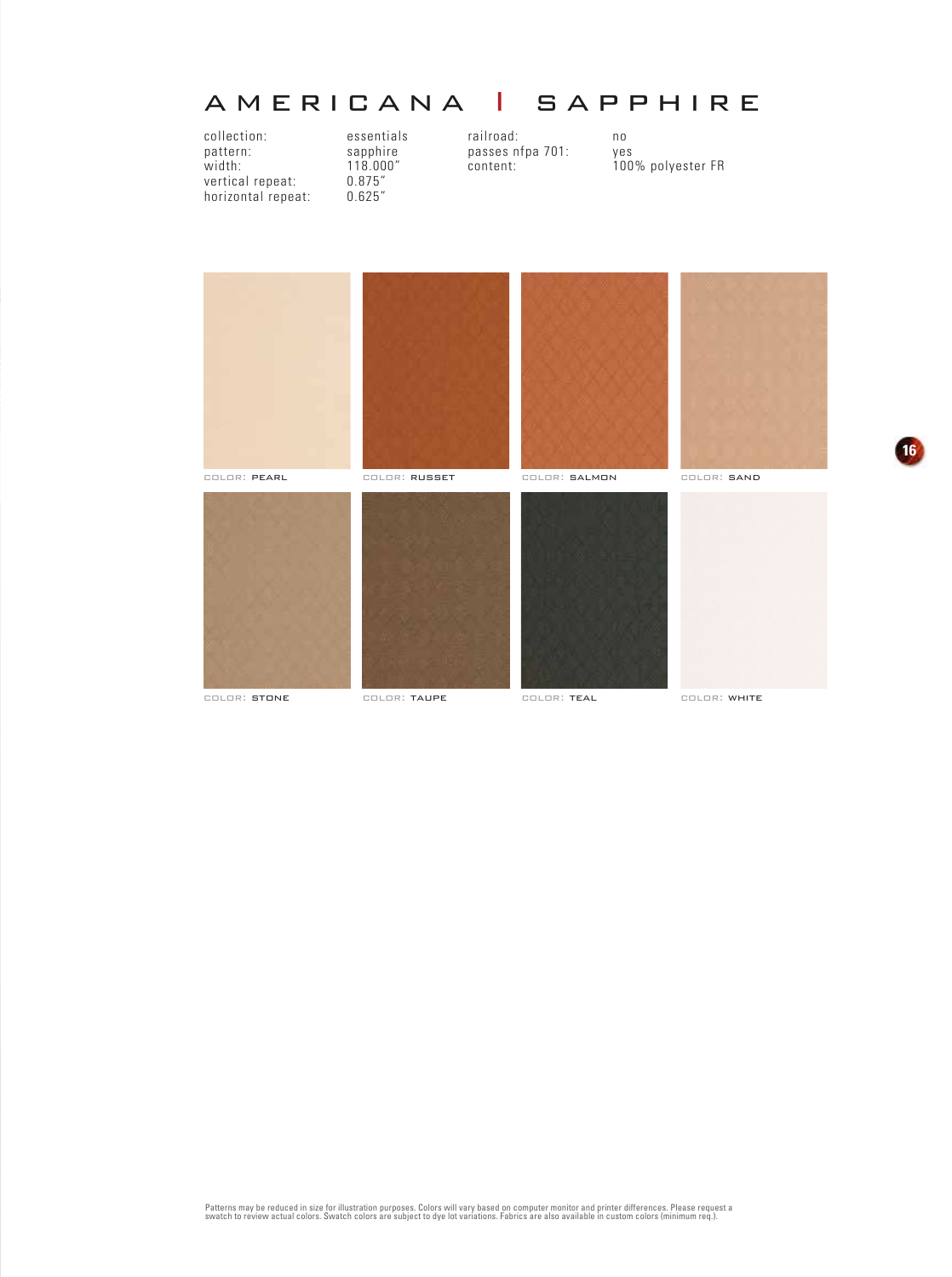# AMERICANA | SAPPHIRE

| | | | |
|---|---|---|---|
| collection: | essentials | railroad: | no |
| pattern: | sapphire | passes nfpa 701: | yes |
| width: | 118.000" | content: | 100% polyester FR |
| vertical repeat: | 0.875" | | |
| horizontal repeat: | 0.625" | | |

COLOR: PEARL

COLOR: RUSSET

COLOR: SALMON

COLOR: SAND

COLOR: STONE

COLOR: TAUPE

COLOR: TEAL

COLOR: WHITE

Patterns may be reduced in size for illustration purposes. Colors will vary based on computer monitor and printer differences. Please request a swatch to review actual colors. Swatch colors are subject to dye lot variations. Fabrics are also available in custom colors (minimum req.).